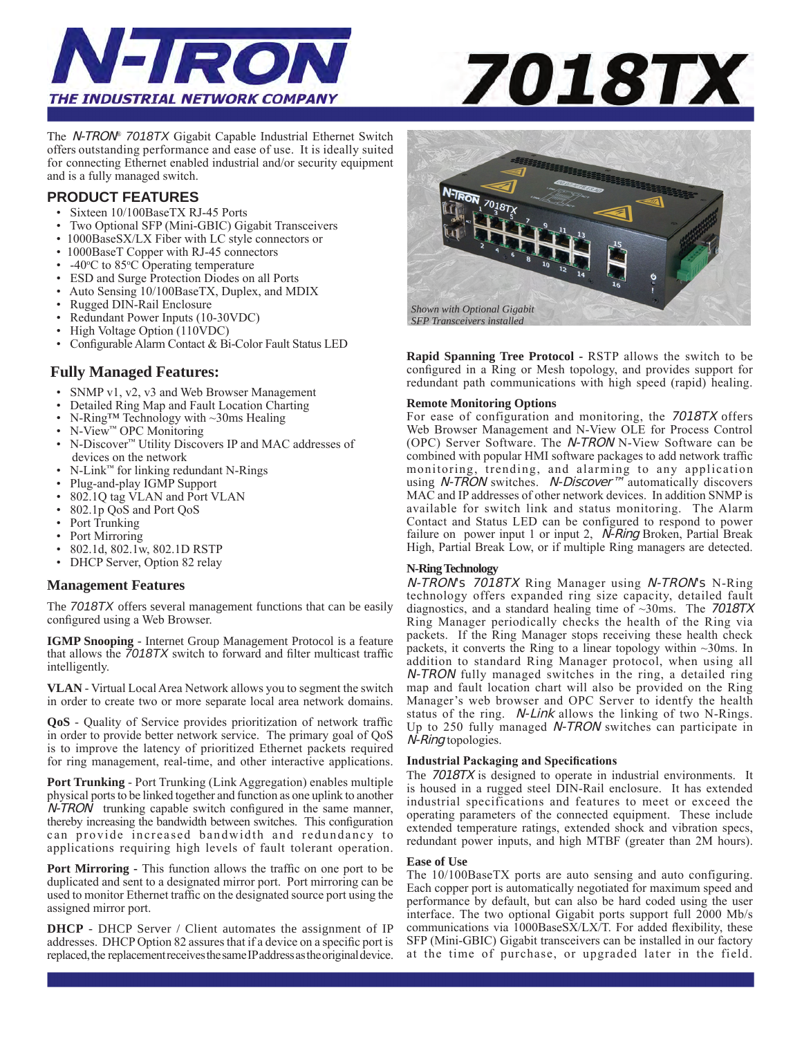# N-TRON

THE INDUSTRIAL NETWORK COMPANY

# 7018TX

The *N-TRON*® *7018TX* Gigabit Capable Industrial Ethernet Switch offers outstanding performance and ease of use. It is ideally suited for connecting Ethernet enabled industrial and/or security equipment and is a fully managed switch.

## PRODUCT FEATURES

- Sixteen 10/100BaseTX RJ-45 Ports
- Two Optional SFP (Mini-GBIC) Gigabit Transceivers
- 1000BaseSX/LX Fiber with LC style connectors or
- 1000BaseT Copper with RJ-45 connectors
- -40°C to 85°C Operating temperature
- ESD and Surge Protection Diodes on all Ports
- Auto Sensing 10/100BaseTX, Duplex, and MDIX
- Rugged DIN-Rail Enclosure
- Redundant Power Inputs (10-30VDC)
- High Voltage Option (110VDC)
- Configurable Alarm Contact & Bi-Color Fault Status LED

## Fully Managed Features:

- SNMP v1, v2, v3 and Web Browser Management
- Detailed Ring Map and Fault Location Charting
- N-Ring™ Technology with ~30ms Healing
- N-View™ OPC Monitoring
- N-Discover™ Utility Discovers IP and MAC addresses of devices on the network
- N-Link™ for linking redundant N-Rings
- Plug-and-play IGMP Support
- 802.1Q tag VLAN and Port VLAN
- 802.1p QoS and Port QoS
- Port Trunking
- Port Mirroring
- 802.1d, 802.1w, 802.1D RSTP
- DHCP Server, Option 82 relay

### Management Features

The *7018TX* offers several management functions that can be easily configured using a Web Browser.

**IGMP Snooping** - Internet Group Management Protocol is a feature that allows the *7018TX* switch to forward and filter multicast traffic intelligently.

**VLAN** - Virtual Local Area Network allows you to segment the switch in order to create two or more separate local area network domains.

**QoS** - Quality of Service provides prioritization of network traffic in order to provide better network service. The primary goal of QoS is to improve the latency of prioritized Ethernet packets required for ring management, real-time, and other interactive applications.

**Port Trunking** - Port Trunking (Link Aggregation) enables multiple physical ports to be linked together and function as one uplink to another *N-TRON* trunking capable switch configured in the same manner, thereby increasing the bandwidth between switches. This configuration can provide increased bandwidth and redundancy to applications requiring high levels of fault tolerant operation.

**Port Mirroring** - This function allows the traffic on one port to be duplicated and sent to a designated mirror port. Port mirroring can be used to monitor Ethernet traffic on the designated source port using the assigned mirror port.

**DHCP** - DHCP Server / Client automates the assignment of IP addresses. DHCP Option 82 assures that if a device on a specific port is replaced, the replacement receives the same IP address as the original device.

*Shown with Optional Gigabit SFP Transceivers installed*

**Rapid Spanning Tree Protocol** - RSTP allows the switch to be configured in a Ring or Mesh topology, and provides support for redundant path communications with high speed (rapid) healing.

**Remote Monitoring Options**

For ease of configuration and monitoring, the *7018TX* offers Web Browser Management and N-View OLE for Process Control (OPC) Server Software. The *N-TRON* N-View Software can be combined with popular HMI software packages to add network traffic monitoring, trending, and alarming to any application using *N-TRON* switches. *N-Discover™* automatically discovers MAC and IP addresses of other network devices. In addition SNMP is available for switch link and status monitoring. The Alarm Contact and Status LED can be configured to respond to power failure on power input 1 or input 2, *N-Ring* Broken, Partial Break High, Partial Break Low, or if multiple Ring managers are detected.

**N-Ring Technology**

*N-TRON*'s *7018TX* Ring Manager using *N-TRON*'s N-Ring technology offers expanded ring size capacity, detailed fault diagnostics, and a standard healing time of ~30ms. The *7018TX* Ring Manager periodically checks the health of the Ring via packets. If the Ring Manager stops receiving these health check packets, it converts the Ring to a linear topology within ~30ms. In addition to standard Ring Manager protocol, when using all *N-TRON* fully managed switches in the ring, a detailed ring map and fault location chart will also be provided on the Ring Manager's web browser and OPC Server to identfy the health status of the ring. *N-Link* allows the linking of two N-Rings. Up to 250 fully managed *N-TRON* switches can participate in *N-Ring* topologies.

**Industrial Packaging and Specifications**

The *7018TX* is designed to operate in industrial environments. It is housed in a rugged steel DIN-Rail enclosure. It has extended industrial specifications and features to meet or exceed the operating parameters of the connected equipment. These include extended temperature ratings, extended shock and vibration specs, redundant power inputs, and high MTBF (greater than 2M hours).

**Ease of Use**

The 10/100BaseTX ports are auto sensing and auto configuring. Each copper port is automatically negotiated for maximum speed and performance by default, but can also be hard coded using the user interface. The two optional Gigabit ports support full 2000 Mb/s communications via 1000BaseSX/LX/T. For added flexibility, these SFP (Mini-GBIC) Gigabit transceivers can be installed in our factory at the time of purchase, or upgraded later in the field.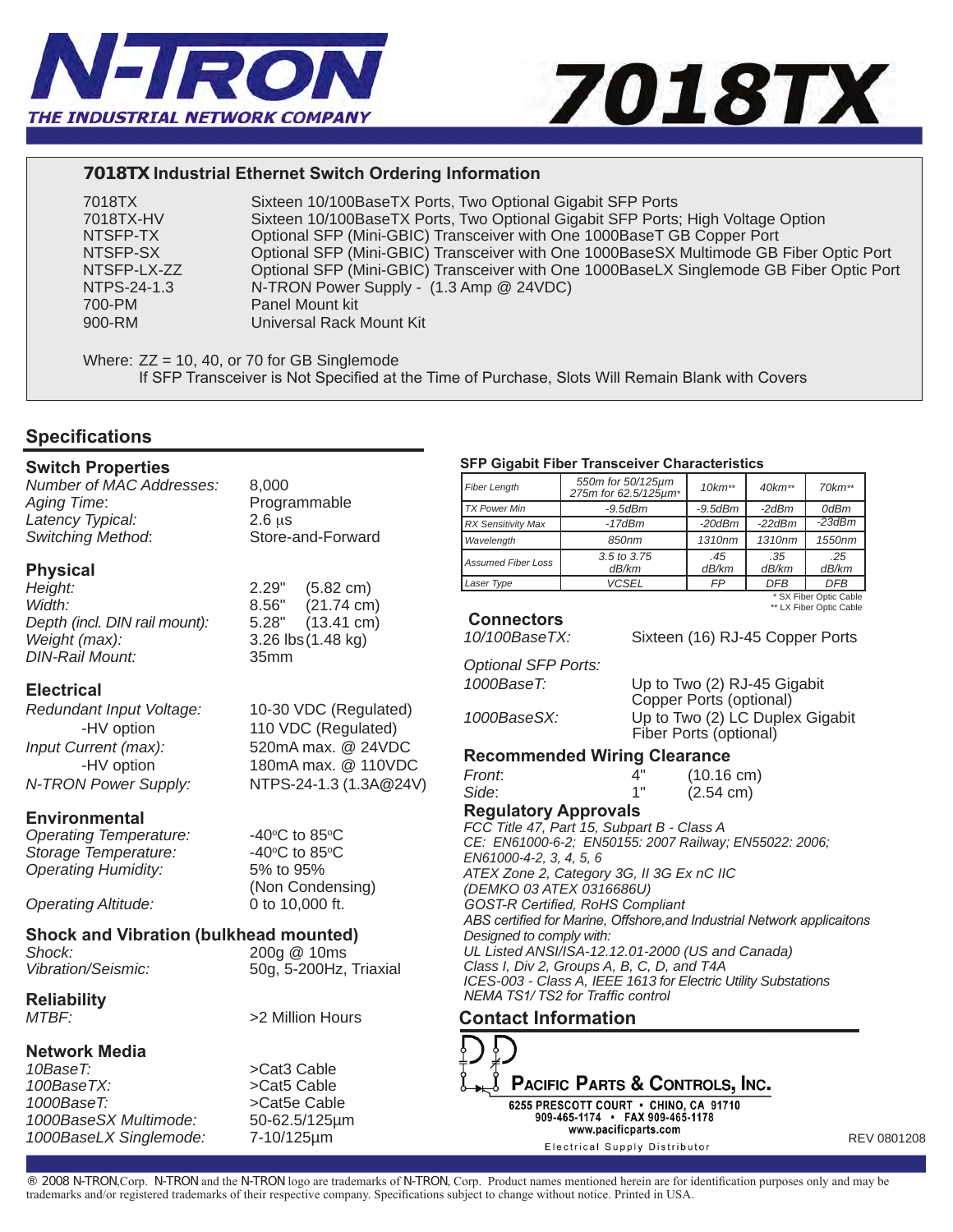# N-TRON THE INDUSTRIAL NETWORK COMPANY

# 7018TX

## 7018TX Industrial Ethernet Switch Ordering Information

| | |
|---|---|
| 7018TX | Sixteen 10/100BaseTX Ports, Two Optional Gigabit SFP Ports |
| 7018TX-HV | Sixteen 10/100BaseTX Ports, Two Optional Gigabit SFP Ports; High Voltage Option |
| NTSFP-TX | Optional SFP (Mini-GBIC) Transceiver with One 1000BaseT GB Copper Port |
| NTSFP-SX | Optional SFP (Mini-GBIC) Transceiver with One 1000BaseSX Multimode GB Fiber Optic Port |
| NTSFP-LX-ZZ | Optional SFP (Mini-GBIC) Transceiver with One 1000BaseLX Singlemode GB Fiber Optic Port |
| NTPS-24-1.3 | N-TRON Power Supply - (1.3 Amp @ 24VDC) |
| 700-PM | Panel Mount kit |
| 900-RM | Universal Rack Mount Kit |

Where: ZZ = 10, 40, or 70 for GB Singlemode
If SFP Transceiver is Not Specified at the Time of Purchase, Slots Will Remain Blank with Covers

## Specifications

### Switch Properties

| | |
|---|---|
| *Number of MAC Addresses:* | 8,000 |
| *Aging Time:* | Programmable |
| *Latency Typical:* | 2.6 µs |
| *Switching Method:* | Store-and-Forward |

### Physical

| | |
|---|---|
| *Height:* | 2.29" (5.82 cm) |
| *Width:* | 8.56" (21.74 cm) |
| *Depth (incl. DIN rail mount):* | 5.28" (13.41 cm) |
| *Weight (max):* | 3.26 lbs (1.48 kg) |
| *DIN-Rail Mount:* | 35mm |

### Electrical

| | |
|---|---|
| *Redundant Input Voltage:* | 10-30 VDC (Regulated) |
| -HV option | 110 VDC (Regulated) |
| *Input Current (max):* | 520mA max. @ 24VDC |
| -HV option | 180mA max. @ 110VDC |
| *N-TRON Power Supply:* | NTPS-24-1.3 (1.3A@24V) |

### Environmental

| | |
|---|---|
| *Operating Temperature:* | -40°C to 85°C |
| *Storage Temperature:* | -40°C to 85°C |
| *Operating Humidity:* | 5% to 95% (Non Condensing) |
| *Operating Altitude:* | 0 to 10,000 ft. |

### Shock and Vibration (bulkhead mounted)

| | |
|---|---|
| *Shock:* | 200g @ 10ms |
| *Vibration/Seismic:* | 50g, 5-200Hz, Triaxial |

### Reliability

| | |
|---|---|
| *MTBF:* | >2 Million Hours |

### Network Media

| | |
|---|---|
| *10BaseT:* | >Cat3 Cable |
| *100BaseTX:* | >Cat5 Cable |
| *1000BaseT:* | >Cat5e Cable |
| *1000BaseSX Multimode:* | 50-62.5/125µm |
| *1000BaseLX Singlemode:* | 7-10/125µm |

### SFP Gigabit Fiber Transceiver Characteristics

| *Fiber Length* | *550m for 50/125µm 275m for 62.5/125µm\** | *10km\*\** | *40km\*\** | *70km\*\** |
|---|---|---|---|---|
| *TX Power Min* | *-9.5dBm* | *-9.5dBm* | *-2dBm* | *0dBm* |
| *RX Sensitivity Max* | *-17dBm* | *-20dBm* | *-22dBm* | *-23dBm* |
| *Wavelength* | *850nm* | *1310nm* | *1310nm* | *1550nm* |
| *Assumed Fiber Loss* | *3.5 to 3.75 dB/km* | *.45 dB/km* | *.35 dB/km* | *.25 dB/km* |
| *Laser Type* | *VCSEL* | *FP* | *DFB* | *DFB* |

\* SX Fiber Optic Cable
\*\* LX Fiber Optic Cable

### Connectors

| | |
|---|---|
| *10/100BaseTX:* | Sixteen (16) RJ-45 Copper Ports |
| *Optional SFP Ports:* | |
| *1000BaseT:* | Up to Two (2) RJ-45 Gigabit Copper Ports (optional) |
| *1000BaseSX:* | Up to Two (2) LC Duplex Gigabit Fiber Ports (optional) |

### Recommended Wiring Clearance

| | |
|---|---|
| *Front:* | 4" (10.16 cm) |
| *Side:* | 1" (2.54 cm) |

### Regulatory Approvals

*FCC Title 47, Part 15, Subpart B - Class A*
*CE: EN61000-6-2; EN50155: 2007 Railway; EN55022: 2006; EN61000-4-2, 3, 4, 5, 6*
*ATEX Zone 2, Category 3G, II 3G Ex nC IIC (DEMKO 03 ATEX 0316686U)*
*GOST-R Certified, RoHS Compliant*
*ABS certified for Marine, Offshore,and Industrial Network applicaitons*
*Designed to comply with:*
*UL Listed ANSI/ISA-12.12.01-2000 (US and Canada) Class I, Div 2, Groups A, B, C, D, and T4A*
*ICES-003 - Class A, IEEE 1613 for Electric Utility Substations*
*NEMA TS1/ TS2 for Traffic control*

### Contact Information

PACIFIC PARTS & CONTROLS, INC.
6255 PRESCOTT COURT • CHINO, CA 91710
909-465-1174 • FAX 909-465-1178
www.pacificparts.com
Electrical Supply Distributor

REV 0801208

® 2008 N-TRON,Corp. N-TRON and the N-TRON logo are trademarks of N-TRON, Corp. Product names mentioned herein are for identification purposes only and may be trademarks and/or registered trademarks of their respective company. Specifications subject to change without notice. Printed in USA.